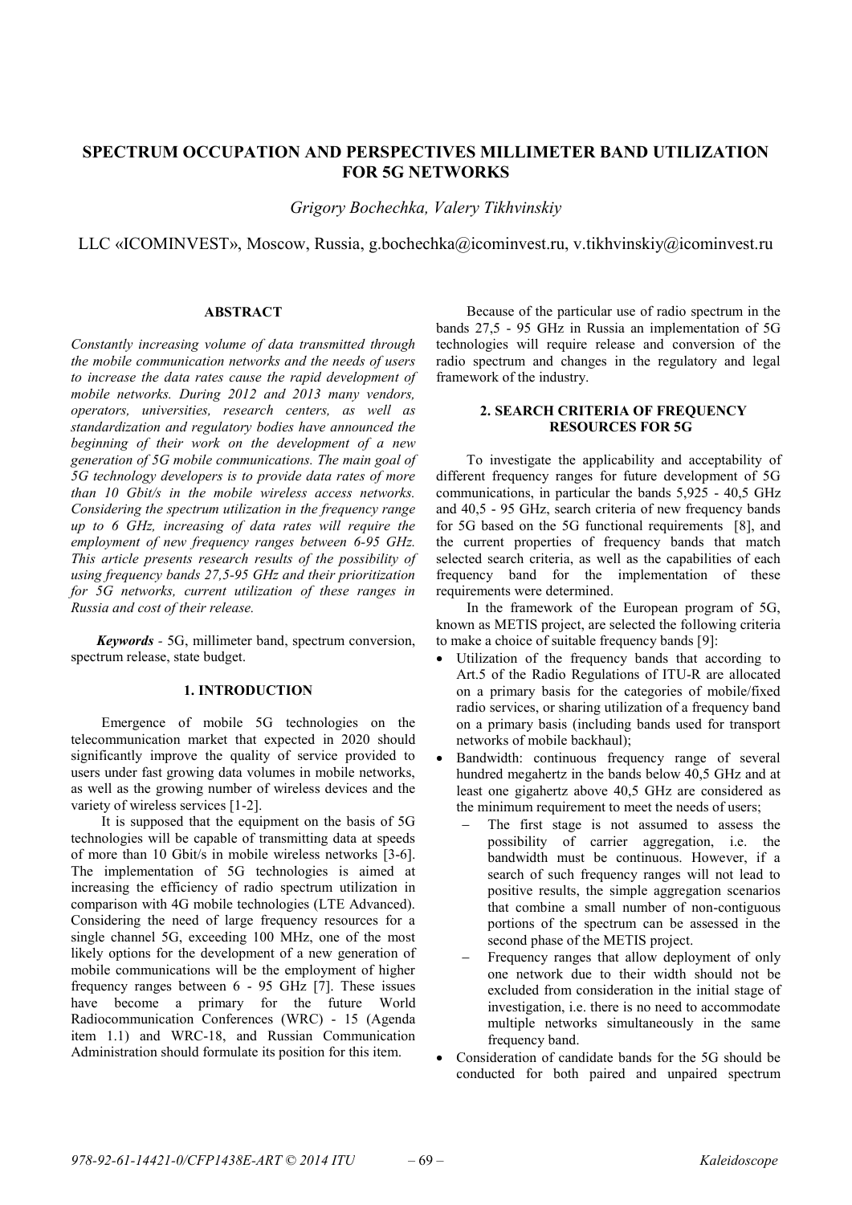# SPECTRUM OCCUPATION AND PERSPECTIVES MILLIMETER BAND UTILIZATION FOR 5G NETWORKS

*Grigory Bochechka, Valery Tikhvinskiy*

LLC «ICOMINVEST», Moscow, Russia, g.bochechka@icominvest.ru, v.tikhvinskiy@icominvest.ru

## ABSTRACT

*Constantly increasing volume of data transmitted through the mobile communication networks and the needs of users to increase the data rates cause the rapid development of mobile networks. During 2012 and 2013 many vendors, operators, universities, research centers, as well as standardization and regulatory bodies have announced the beginning of their work on the development of a new generation of 5G mobile communications. The main goal of 5G technology developers is to provide data rates of more than 10 Gbit/s in the mobile wireless access networks. Considering the spectrum utilization in the frequency range up to 6 GHz, increasing of data rates will require the employment of new frequency ranges between 6-95 GHz. This article presents research results of the possibility of using frequency bands 27,5-95 GHz and their prioritization for 5G networks, current utilization of these ranges in Russia and cost of their release.*

***Keywords*** - 5G, millimeter band, spectrum conversion, spectrum release, state budget.

## 1. INTRODUCTION

Emergence of mobile 5G technologies on the telecommunication market that expected in 2020 should significantly improve the quality of service provided to users under fast growing data volumes in mobile networks, as well as the growing number of wireless devices and the variety of wireless services [1-2].

It is supposed that the equipment on the basis of 5G technologies will be capable of transmitting data at speeds of more than 10 Gbit/s in mobile wireless networks [3-6]. The implementation of 5G technologies is aimed at increasing the efficiency of radio spectrum utilization in comparison with 4G mobile technologies (LTE Advanced). Considering the need of large frequency resources for a single channel 5G, exceeding 100 MHz, one of the most likely options for the development of a new generation of mobile communications will be the employment of higher frequency ranges between 6 - 95 GHz [7]. These issues have become a primary for the future World Radiocommunication Conferences (WRC) - 15 (Agenda item 1.1) and WRC-18, and Russian Communication Administration should formulate its position for this item.

Because of the particular use of radio spectrum in the bands 27,5 - 95 GHz in Russia an implementation of 5G technologies will require release and conversion of the radio spectrum and changes in the regulatory and legal framework of the industry.

## 2. SEARCH CRITERIA OF FREQUENCY RESOURCES FOR 5G

To investigate the applicability and acceptability of different frequency ranges for future development of 5G communications, in particular the bands 5,925 - 40,5 GHz and 40,5 - 95 GHz, search criteria of new frequency bands for 5G based on the 5G functional requirements [8], and the current properties of frequency bands that match selected search criteria, as well as the capabilities of each frequency band for the implementation of these requirements were determined.

In the framework of the European program of 5G, known as METIS project, are selected the following criteria to make a choice of suitable frequency bands [9]:

- Utilization of the frequency bands that according to Art.5 of the Radio Regulations of ITU-R are allocated on a primary basis for the categories of mobile/fixed radio services, or sharing utilization of a frequency band on a primary basis (including bands used for transport networks of mobile backhaul);
- Bandwidth: continuous frequency range of several hundred megahertz in the bands below 40,5 GHz and at least one gigahertz above 40,5 GHz are considered as the minimum requirement to meet the needs of users;
  - The first stage is not assumed to assess the possibility of carrier aggregation, i.e. the bandwidth must be continuous. However, if a search of such frequency ranges will not lead to positive results, the simple aggregation scenarios that combine a small number of non-contiguous portions of the spectrum can be assessed in the second phase of the METIS project.
  - Frequency ranges that allow deployment of only one network due to their width should not be excluded from consideration in the initial stage of investigation, i.e. there is no need to accommodate multiple networks simultaneously in the same frequency band.
- Consideration of candidate bands for the 5G should be conducted for both paired and unpaired spectrum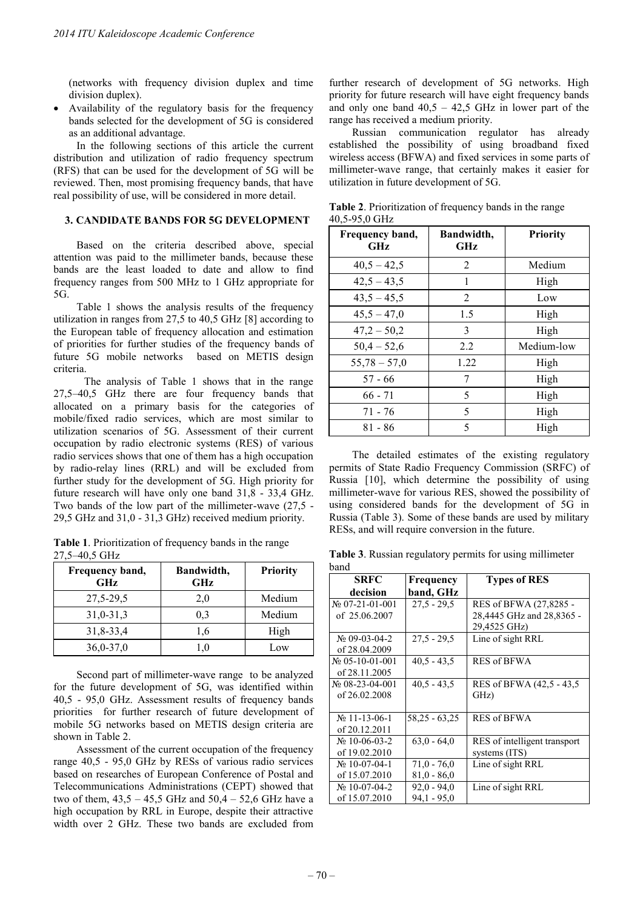(networks with frequency division duplex and time division duplex).

- Availability of the regulatory basis for the frequency bands selected for the development of 5G is considered as an additional advantage.

In the following sections of this article the current distribution and utilization of radio frequency spectrum (RFS) that can be used for the development of 5G will be reviewed. Then, most promising frequency bands, that have real possibility of use, will be considered in more detail.

## 3. CANDIDATE BANDS FOR 5G DEVELOPMENT

Based on the criteria described above, special attention was paid to the millimeter bands, because these bands are the least loaded to date and allow to find frequency ranges from 500 MHz to 1 GHz appropriate for 5G.

Table 1 shows the analysis results of the frequency utilization in ranges from 27,5 to 40,5 GHz [8] according to the European table of frequency allocation and estimation of priorities for further studies of the frequency bands of future 5G mobile networks based on METIS design criteria.

The analysis of Table 1 shows that in the range 27,5–40,5 GHz there are four frequency bands that allocated on a primary basis for the categories of mobile/fixed radio services, which are most similar to utilization scenarios of 5G. Assessment of their current occupation by radio electronic systems (RES) of various radio services shows that one of them has a high occupation by radio-relay lines (RRL) and will be excluded from further study for the development of 5G. High priority for future research will have only one band 31,8 - 33,4 GHz. Two bands of the low part of the millimeter-wave (27,5 - 29,5 GHz and 31,0 - 31,3 GHz) received medium priority.

**Table 1**. Prioritization of frequency bands in the range 27,5–40,5 GHz

| Frequency band, GHz | Bandwidth, GHz | Priority |
|---|---|---|
| 27,5-29,5 | 2,0 | Medium |
| 31,0-31,3 | 0,3 | Medium |
| 31,8-33,4 | 1,6 | High |
| 36,0-37,0 | 1,0 | Low |

Second part of millimeter-wave range to be analyzed for the future development of 5G, was identified within 40,5 - 95,0 GHz. Assessment results of frequency bands priorities for further research of future development of mobile 5G networks based on METIS design criteria are shown in Table 2.

Assessment of the current occupation of the frequency range 40,5 - 95,0 GHz by RESs of various radio services based on researches of European Conference of Postal and Telecommunications Administrations (CEPT) showed that two of them, 43,5 – 45,5 GHz and 50,4 – 52,6 GHz have a high occupation by RRL in Europe, despite their attractive width over 2 GHz. These two bands are excluded from further research of development of 5G networks. High priority for future research will have eight frequency bands and only one band 40,5 – 42,5 GHz in lower part of the range has received a medium priority.

Russian communication regulator has already established the possibility of using broadband fixed wireless access (BFWA) and fixed services in some parts of millimeter-wave range, that certainly makes it easier for utilization in future development of 5G.

**Table 2**. Prioritization of frequency bands in the range 40,5-95,0 GHz

| Frequency band, GHz | Bandwidth, GHz | Priority |
|---|---|---|
| 40,5 – 42,5 | 2 | Medium |
| 42,5 – 43,5 | 1 | High |
| 43,5 – 45,5 | 2 | Low |
| 45,5 – 47,0 | 1.5 | High |
| 47,2 – 50,2 | 3 | High |
| 50,4 – 52,6 | 2.2 | Medium-low |
| 55,78 – 57,0 | 1.22 | High |
| 57 - 66 | 7 | High |
| 66 - 71 | 5 | High |
| 71 - 76 | 5 | High |
| 81 - 86 | 5 | High |

The detailed estimates of the existing regulatory permits of State Radio Frequency Commission (SRFC) of Russia [10], which determine the possibility of using millimeter-wave for various RES, showed the possibility of using considered bands for the development of 5G in Russia (Table 3). Some of these bands are used by military RESs, and will require conversion in the future.

**Table 3**. Russian regulatory permits for using millimeter band

| SRFC decision | Frequency band, GHz | Types of RES |
|---|---|---|
| № 07-21-01-001 of 25.06.2007 | 27,5 - 29,5 | RES of BFWA (27,8285 - 28,4445 GHz and 28,8365 - 29,4525 GHz) |
| № 09-03-04-2 of 28.04.2009 | 27,5 - 29,5 | Line of sight RRL |
| № 05-10-01-001 of 28.11.2005 | 40,5 - 43,5 | RES of BFWA |
| № 08-23-04-001 of 26.02.2008 | 40,5 - 43,5 | RES of BFWA (42,5 - 43,5 GHz) |
| № 11-13-06-1 of 20.12.2011 | 58,25 - 63,25 | RES of BFWA |
| № 10-06-03-2 of 19.02.2010 | 63,0 - 64,0 | RES of intelligent transport systems (ITS) |
| № 10-07-04-1 of 15.07.2010 | 71,0 - 76,0<br>81,0 - 86,0 | Line of sight RRL |
| № 10-07-04-2 of 15.07.2010 | 92,0 - 94,0<br>94,1 - 95,0 | Line of sight RRL |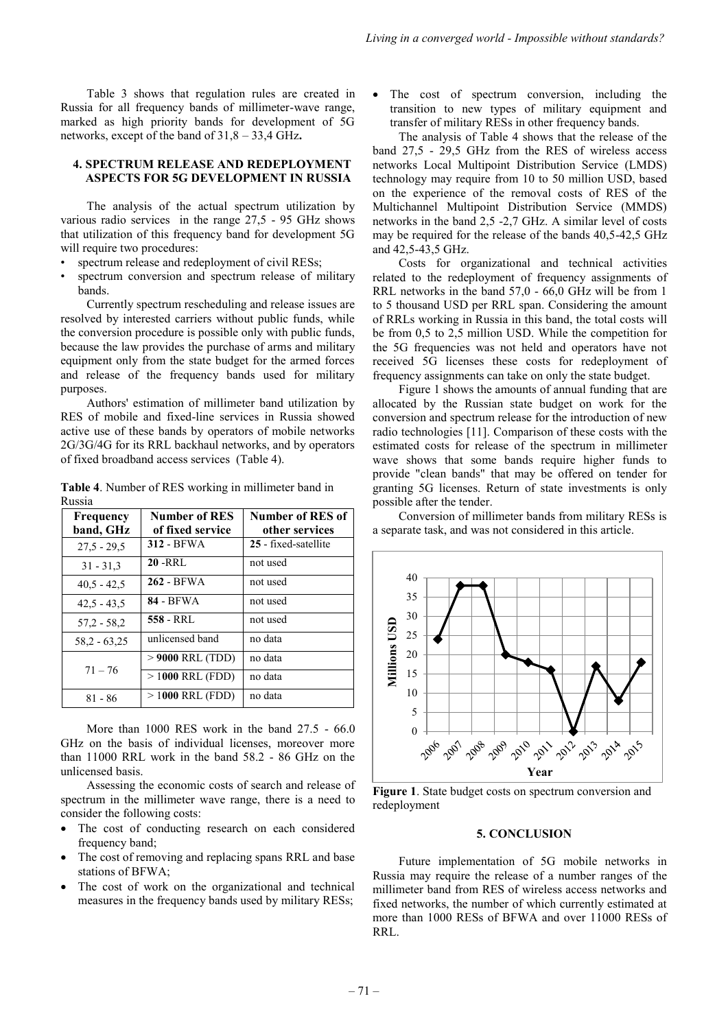Table 3 shows that regulation rules are created in Russia for all frequency bands of millimeter-wave range, marked as high priority bands for development of 5G networks, except of the band of 31,8 – 33,4 GHz**.**

## 4. SPECTRUM RELEASE AND REDEPLOYMENT ASPECTS FOR 5G DEVELOPMENT IN RUSSIA

The analysis of the actual spectrum utilization by various radio services in the range 27,5 - 95 GHz shows that utilization of this frequency band for development 5G will require two procedures:

- spectrum release and redeployment of civil RESs;
- spectrum conversion and spectrum release of military bands.

Currently spectrum rescheduling and release issues are resolved by interested carriers without public funds, while the conversion procedure is possible only with public funds, because the law provides the purchase of arms and military equipment only from the state budget for the armed forces and release of the frequency bands used for military purposes.

Authors' estimation of millimeter band utilization by RES of mobile and fixed-line services in Russia showed active use of these bands by operators of mobile networks 2G/3G/4G for its RRL backhaul networks, and by operators of fixed broadband access services (Table 4).

**Table 4**. Number of RES working in millimeter band in Russia

| Frequency band, GHz | Number of RES of fixed service | Number of RES of other services |
|---|---|---|
| 27,5 - 29,5 | **312** - BFWA | **25** - fixed-satellite |
| 31 - 31,3 | **20** -RRL | not used |
| 40,5 - 42,5 | **262** - BFWA | not used |
| 42,5 - 43,5 | **84** - BFWA | not used |
| 57,2 - 58,2 | **558** - RRL | not used |
| 58,2 - 63,25 | unlicensed band | no data |
| 71 – 76 | > **9000** RRL (TDD) | no data |
| | > 1**000** RRL (FDD) | no data |
| 81 - 86 | > 1**000** RRL (FDD) | no data |

More than 1000 RES work in the band 27.5 - 66.0 GHz on the basis of individual licenses, moreover more than 11000 RRL work in the band 58.2 - 86 GHz on the unlicensed basis.

Assessing the economic costs of search and release of spectrum in the millimeter wave range, there is a need to consider the following costs:

- The cost of conducting research on each considered frequency band;
- The cost of removing and replacing spans RRL and base stations of BFWA;
- The cost of work on the organizational and technical measures in the frequency bands used by military RESs;
- The cost of spectrum conversion, including the transition to new types of military equipment and transfer of military RESs in other frequency bands.

The analysis of Table 4 shows that the release of the band 27,5 - 29,5 GHz from the RES of wireless access networks Local Multipoint Distribution Service (LMDS) technology may require from 10 to 50 million USD, based on the experience of the removal costs of RES of the Multichannel Multipoint Distribution Service (MMDS) networks in the band 2,5 -2,7 GHz. A similar level of costs may be required for the release of the bands 40,5-42,5 GHz and 42,5-43,5 GHz.

Costs for organizational and technical activities related to the redeployment of frequency assignments of RRL networks in the band 57,0 - 66,0 GHz will be from 1 to 5 thousand USD per RRL span. Considering the amount of RRLs working in Russia in this band, the total costs will be from 0,5 to 2,5 million USD. While the competition for the 5G frequencies was not held and operators have not received 5G licenses these costs for redeployment of frequency assignments can take on only the state budget.

Figure 1 shows the amounts of annual funding that are allocated by the Russian state budget on work for the conversion and spectrum release for the introduction of new radio technologies [11]. Comparison of these costs with the estimated costs for release of the spectrum in millimeter wave shows that some bands require higher funds to provide "clean bands" that may be offered on tender for granting 5G licenses. Return of state investments is only possible after the tender.

Conversion of millimeter bands from military RESs is a separate task, and was not considered in this article.

**Figure 1**. State budget costs on spectrum conversion and redeployment

## 5. CONCLUSION

Future implementation of 5G mobile networks in Russia may require the release of a number ranges of the millimeter band from RES of wireless access networks and fixed networks, the number of which currently estimated at more than 1000 RESs of BFWA and over 11000 RESs of RRL.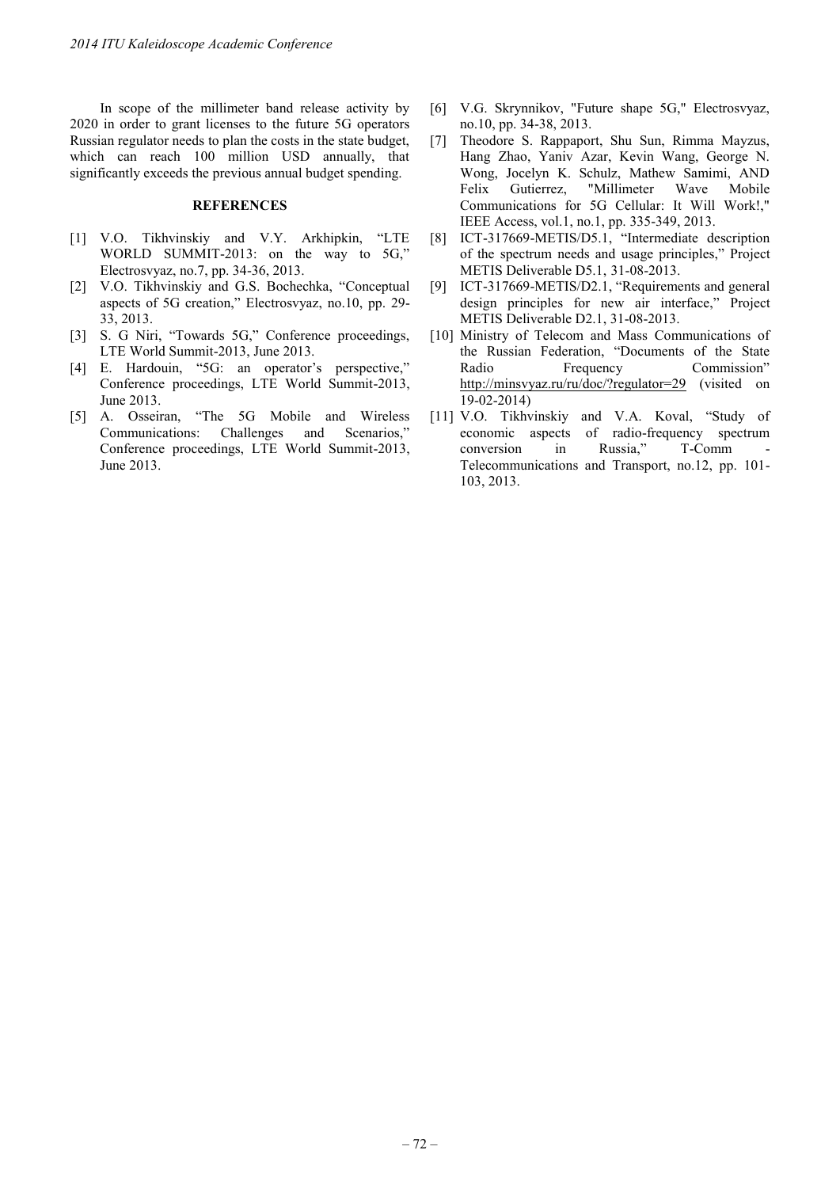In scope of the millimeter band release activity by 2020 in order to grant licenses to the future 5G operators Russian regulator needs to plan the costs in the state budget, which can reach 100 million USD annually, that significantly exceeds the previous annual budget spending.

## REFERENCES

[1] V.O. Tikhvinskiy and V.Y. Arkhipkin, "LTE WORLD SUMMIT-2013: on the way to 5G," Electrosvyaz, no.7, pp. 34-36, 2013.

[2] V.O. Tikhvinskiy and G.S. Bochechka, "Conceptual aspects of 5G creation," Electrosvyaz, no.10, pp. 29-33, 2013.

[3] S. G Niri, "Towards 5G," Conference proceedings, LTE World Summit-2013, June 2013.

[4] E. Hardouin, "5G: an operator's perspective," Conference proceedings, LTE World Summit-2013, June 2013.

[5] A. Osseiran, "The 5G Mobile and Wireless Communications: Challenges and Scenarios," Conference proceedings, LTE World Summit-2013, June 2013.

[6] V.G. Skrynnikov, "Future shape 5G," Electrosvyaz, no.10, pp. 34-38, 2013.

[7] Theodore S. Rappaport, Shu Sun, Rimma Mayzus, Hang Zhao, Yaniv Azar, Kevin Wang, George N. Wong, Jocelyn K. Schulz, Mathew Samimi, AND Felix Gutierrez, "Millimeter Wave Mobile Communications for 5G Cellular: It Will Work!," IEEE Access, vol.1, no.1, pp. 335-349, 2013.

[8] ICT-317669-METIS/D5.1, "Intermediate description of the spectrum needs and usage principles," Project METIS Deliverable D5.1, 31-08-2013.

[9] ICT-317669-METIS/D2.1, "Requirements and general design principles for new air interface," Project METIS Deliverable D2.1, 31-08-2013.

[10] Ministry of Telecom and Mass Communications of the Russian Federation, "Documents of the State Radio Frequency Commission" http://minsvyaz.ru/ru/doc/?regulator=29 (visited on 19-02-2014)

[11] V.O. Tikhvinskiy and V.A. Koval, "Study of economic aspects of radio-frequency spectrum conversion in Russia," T-Comm - Telecommunications and Transport, no.12, pp. 101-103, 2013.